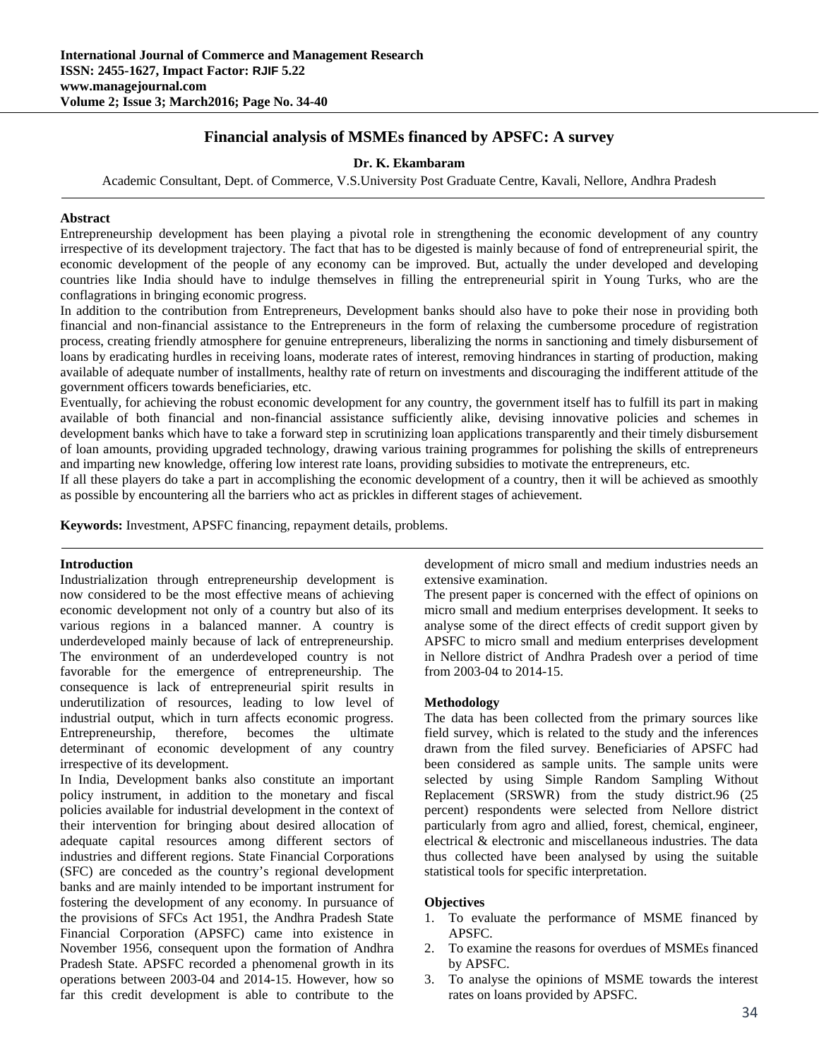# Financial analysis of MSMEs financed by APSFC: A survey

**Dr. K. Ekambaram**

Academic Consultant, Dept. of Commerce, V.S.University Post Graduate Centre, Kavali, Nellore, Andhra Pradesh

## Abstract

Entrepreneurship development has been playing a pivotal role in strengthening the economic development of any country irrespective of its development trajectory. The fact that has to be digested is mainly because of fond of entrepreneurial spirit, the economic development of the people of any economy can be improved. But, actually the under developed and developing countries like India should have to indulge themselves in filling the entrepreneurial spirit in Young Turks, who are the conflagrations in bringing economic progress.

In addition to the contribution from Entrepreneurs, Development banks should also have to poke their nose in providing both financial and non-financial assistance to the Entrepreneurs in the form of relaxing the cumbersome procedure of registration process, creating friendly atmosphere for genuine entrepreneurs, liberalizing the norms in sanctioning and timely disbursement of loans by eradicating hurdles in receiving loans, moderate rates of interest, removing hindrances in starting of production, making available of adequate number of installments, healthy rate of return on investments and discouraging the indifferent attitude of the government officers towards beneficiaries, etc.

Eventually, for achieving the robust economic development for any country, the government itself has to fulfill its part in making available of both financial and non-financial assistance sufficiently alike, devising innovative policies and schemes in development banks which have to take a forward step in scrutinizing loan applications transparently and their timely disbursement of loan amounts, providing upgraded technology, drawing various training programmes for polishing the skills of entrepreneurs and imparting new knowledge, offering low interest rate loans, providing subsidies to motivate the entrepreneurs, etc.

If all these players do take a part in accomplishing the economic development of a country, then it will be achieved as smoothly as possible by encountering all the barriers who act as prickles in different stages of achievement.

**Keywords:** Investment, APSFC financing, repayment details, problems.

## Introduction

Industrialization through entrepreneurship development is now considered to be the most effective means of achieving economic development not only of a country but also of its various regions in a balanced manner. A country is underdeveloped mainly because of lack of entrepreneurship. The environment of an underdeveloped country is not favorable for the emergence of entrepreneurship. The consequence is lack of entrepreneurial spirit results in underutilization of resources, leading to low level of industrial output, which in turn affects economic progress. Entrepreneurship, therefore, becomes the ultimate determinant of economic development of any country irrespective of its development.

In India, Development banks also constitute an important policy instrument, in addition to the monetary and fiscal policies available for industrial development in the context of their intervention for bringing about desired allocation of adequate capital resources among different sectors of industries and different regions. State Financial Corporations (SFC) are conceded as the country's regional development banks and are mainly intended to be important instrument for fostering the development of any economy. In pursuance of the provisions of SFCs Act 1951, the Andhra Pradesh State Financial Corporation (APSFC) came into existence in November 1956, consequent upon the formation of Andhra Pradesh State. APSFC recorded a phenomenal growth in its operations between 2003-04 and 2014-15. However, how so far this credit development is able to contribute to the development of micro small and medium industries needs an extensive examination.

The present paper is concerned with the effect of opinions on micro small and medium enterprises development. It seeks to analyse some of the direct effects of credit support given by APSFC to micro small and medium enterprises development in Nellore district of Andhra Pradesh over a period of time from 2003-04 to 2014-15.

## Methodology

The data has been collected from the primary sources like field survey, which is related to the study and the inferences drawn from the filed survey. Beneficiaries of APSFC had been considered as sample units. The sample units were selected by using Simple Random Sampling Without Replacement (SRSWR) from the study district.96 (25 percent) respondents were selected from Nellore district particularly from agro and allied, forest, chemical, engineer, electrical & electronic and miscellaneous industries. The data thus collected have been analysed by using the suitable statistical tools for specific interpretation.

## Objectives

1. To evaluate the performance of MSME financed by APSFC.
2. To examine the reasons for overdues of MSMEs financed by APSFC.
3. To analyse the opinions of MSME towards the interest rates on loans provided by APSFC.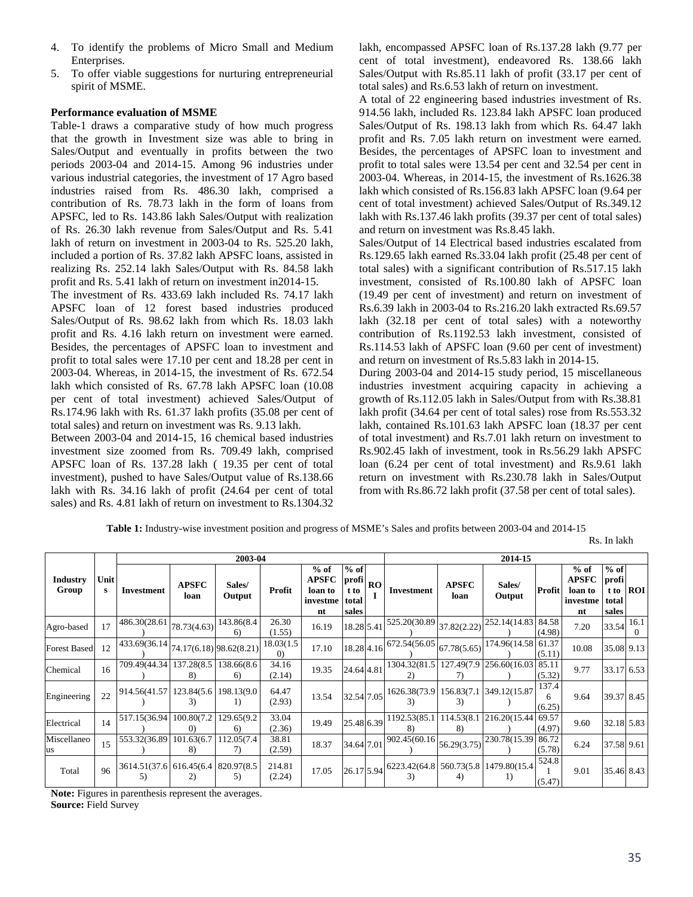4. To identify the problems of Micro Small and Medium Enterprises.
5. To offer viable suggestions for nurturing entrepreneurial spirit of MSME.

**Performance evaluation of MSME**

Table-1 draws a comparative study of how much progress that the growth in Investment size was able to bring in Sales/Output and eventually in profits between the two periods 2003-04 and 2014-15. Among 96 industries under various industrial categories, the investment of 17 Agro based industries raised from Rs. 486.30 lakh, comprised a contribution of Rs. 78.73 lakh in the form of loans from APSFC, led to Rs. 143.86 lakh Sales/Output with realization of Rs. 26.30 lakh revenue from Sales/Output and Rs. 5.41 lakh of return on investment in 2003-04 to Rs. 525.20 lakh, included a portion of Rs. 37.82 lakh APSFC loans, assisted in realizing Rs. 252.14 lakh Sales/Output with Rs. 84.58 lakh profit and Rs. 5.41 lakh of return on investment in2014-15.

The investment of Rs. 433.69 lakh included Rs. 74.17 lakh APSFC loan of 12 forest based industries produced Sales/Output of Rs. 98.62 lakh from which Rs. 18.03 lakh profit and Rs. 4.16 lakh return on investment were earned. Besides, the percentages of APSFC loan to investment and profit to total sales were 17.10 per cent and 18.28 per cent in 2003-04. Whereas, in 2014-15, the investment of Rs. 672.54 lakh which consisted of Rs. 67.78 lakh APSFC loan (10.08 per cent of total investment) achieved Sales/Output of Rs.174.96 lakh with Rs. 61.37 lakh profits (35.08 per cent of total sales) and return on investment was Rs. 9.13 lakh.

Between 2003-04 and 2014-15, 16 chemical based industries investment size zoomed from Rs. 709.49 lakh, comprised APSFC loan of Rs. 137.28 lakh ( 19.35 per cent of total investment), pushed to have Sales/Output value of Rs.138.66 lakh with Rs. 34.16 lakh of profit (24.64 per cent of total sales) and Rs. 4.81 lakh of return on investment to Rs.1304.32 lakh, encompassed APSFC loan of Rs.137.28 lakh (9.77 per cent of total investment), endeavored Rs. 138.66 lakh Sales/Output with Rs.85.11 lakh of profit (33.17 per cent of total sales) and Rs.6.53 lakh of return on investment.

A total of 22 engineering based industries investment of Rs. 914.56 lakh, included Rs. 123.84 lakh APSFC loan produced Sales/Output of Rs. 198.13 lakh from which Rs. 64.47 lakh profit and Rs. 7.05 lakh return on investment were earned. Besides, the percentages of APSFC loan to investment and profit to total sales were 13.54 per cent and 32.54 per cent in 2003-04. Whereas, in 2014-15, the investment of Rs.1626.38 lakh which consisted of Rs.156.83 lakh APSFC loan (9.64 per cent of total investment) achieved Sales/Output of Rs.349.12 lakh with Rs.137.46 lakh profits (39.37 per cent of total sales) and return on investment was Rs.8.45 lakh.

Sales/Output of 14 Electrical based industries escalated from Rs.129.65 lakh earned Rs.33.04 lakh profit (25.48 per cent of total sales) with a significant contribution of Rs.517.15 lakh investment, consisted of Rs.100.80 lakh of APSFC loan (19.49 per cent of investment) and return on investment of Rs.6.39 lakh in 2003-04 to Rs.216.20 lakh extracted Rs.69.57 lakh (32.18 per cent of total sales) with a noteworthy contribution of Rs.1192.53 lakh investment, consisted of Rs.114.53 lakh of APSFC loan (9.60 per cent of investment) and return on investment of Rs.5.83 lakh in 2014-15.

During 2003-04 and 2014-15 study period, 15 miscellaneous industries investment acquiring capacity in achieving a growth of Rs.112.05 lakh in Sales/Output from with Rs.38.81 lakh profit (34.64 per cent of total sales) rose from Rs.553.32 lakh, contained Rs.101.63 lakh APSFC loan (18.37 per cent of total investment) and Rs.7.01 lakh return on investment to Rs.902.45 lakh of investment, took in Rs.56.29 lakh APSFC loan (6.24 per cent of total investment) and Rs.9.61 lakh return on investment with Rs.230.78 lakh in Sales/Output from with Rs.86.72 lakh profit (37.58 per cent of total sales).

**Table 1:** Industry-wise investment position and progress of MSME's Sales and profits between 2003-04 and 2014-15

Rs. In lakh

| Industry Group | Units | 2003-04 | | | | | | | 2014-15 | | | | | | |
|---|---|---|---|---|---|---|---|---|---|---|---|---|---|---|---|
| | | Investment | APSFC loan | Sales/ Output | Profit | % of APSFC loan to investment | % of profit to total sales | ROI | Investment | APSFC loan | Sales/ Output | Profit | % of APSFC loan to investment | % of profit to total sales | ROI |
| Agro-based | 17 | 486.30(28.61) | 78.73(4.63) | 143.86(8.46) | 26.30 (1.55) | 16.19 | 18.28 | 5.41 | 525.20(30.89) | 37.82(2.22) | 252.14(14.83) | 84.58 (4.98) | 7.20 | 33.54 | 16.10 |
| Forest Based | 12 | 433.69(36.14) | 74.17(6.18) | 98.62(8.21) | 18.03(1.50) | 17.10 | 18.28 | 4.16 | 672.54(56.05) | 67.78(5.65) | 174.96(14.58) | 61.37 (5.11) | 10.08 | 35.08 | 9.13 |
| Chemical | 16 | 709.49(44.34) | 137.28(8.58) | 138.66(8.66) | 34.16 (2.14) | 19.35 | 24.64 | 4.81 | 1304.32(81.52) | 127.49(7.97) | 256.60(16.03) | 85.11 (5.32) | 9.77 | 33.17 | 6.53 |
| Engineering | 22 | 914.56(41.57) | 123.84(5.63) | 198.13(9.01) | 64.47 (2.93) | 13.54 | 32.54 | 7.05 | 1626.38(73.93) | 156.83(7.13) | 349.12(15.87) | 137.46 (6.25) | 9.64 | 39.37 | 8.45 |
| Electrical | 14 | 517.15(36.94) | 100.80(7.20) | 129.65(9.26) | 33.04 (2.36) | 19.49 | 25.48 | 6.39 | 1192.53(85.18) | 114.53(8.18) | 216.20(15.44) | 69.57 (4.97) | 9.60 | 32.18 | 5.83 |
| Miscellaneous | 15 | 553.32(36.89) | 101.63(6.78) | 112.05(7.47) | 38.81 (2.59) | 18.37 | 34.64 | 7.01 | 902.45(60.16) | 56.29(3.75) | 230.78(15.39) | 86.72 (5.78) | 6.24 | 37.58 | 9.61 |
| Total | 96 | 3614.51(37.65) | 616.45(6.42) | 820.97(8.55) | 214.81 (2.24) | 17.05 | 26.17 | 5.94 | 6223.42(64.83) | 560.73(5.84) | 1479.80(15.41) | 524.81 (5.47) | 9.01 | 35.46 | 8.43 |

**Note:** Figures in parenthesis represent the averages.
**Source:** Field Survey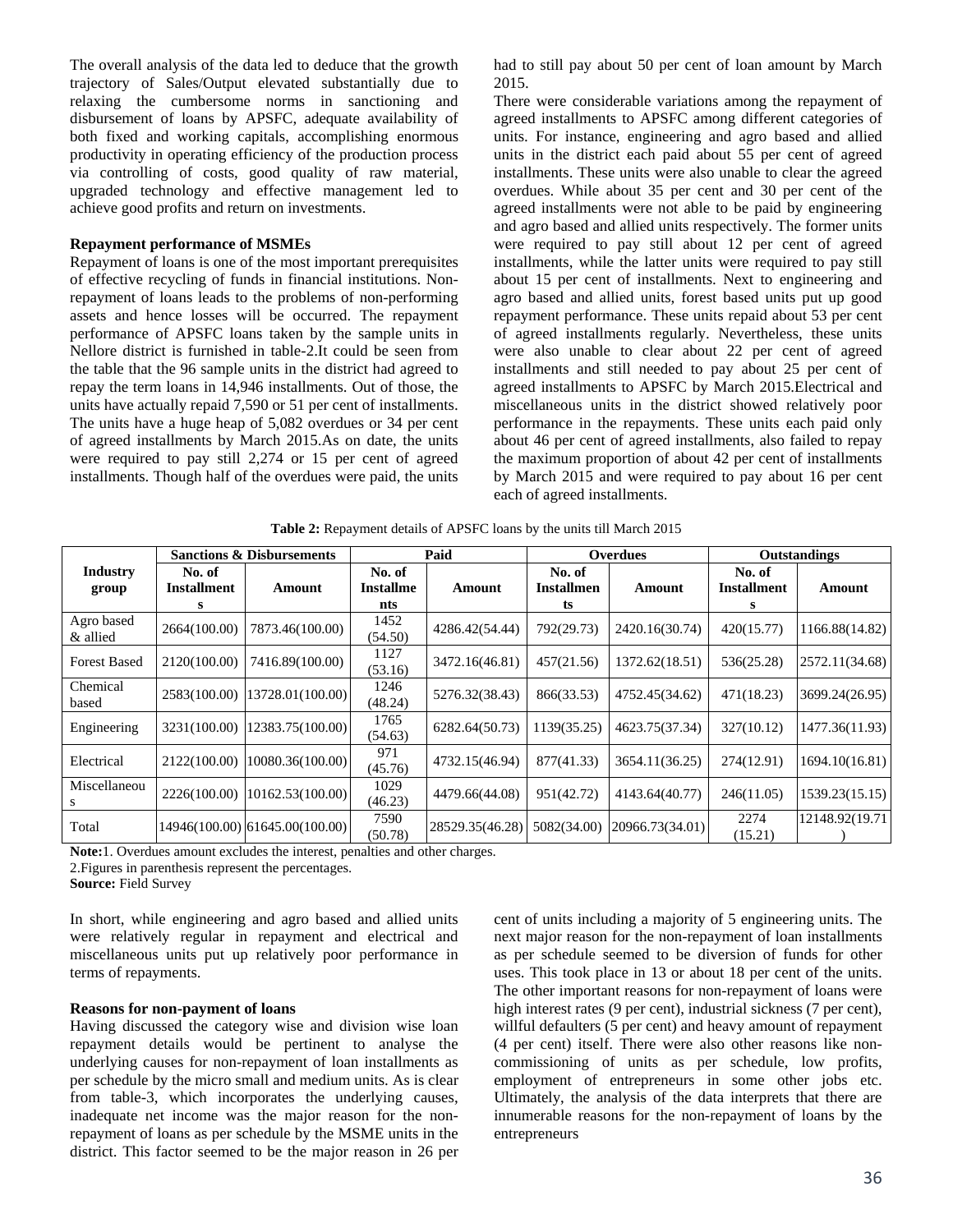The overall analysis of the data led to deduce that the growth trajectory of Sales/Output elevated substantially due to relaxing the cumbersome norms in sanctioning and disbursement of loans by APSFC, adequate availability of both fixed and working capitals, accomplishing enormous productivity in operating efficiency of the production process via controlling of costs, good quality of raw material, upgraded technology and effective management led to achieve good profits and return on investments.

**Repayment performance of MSMEs**

Repayment of loans is one of the most important prerequisites of effective recycling of funds in financial institutions. Non-repayment of loans leads to the problems of non-performing assets and hence losses will be occurred. The repayment performance of APSFC loans taken by the sample units in Nellore district is furnished in table-2.It could be seen from the table that the 96 sample units in the district had agreed to repay the term loans in 14,946 installments. Out of those, the units have actually repaid 7,590 or 51 per cent of installments. The units have a huge heap of 5,082 overdues or 34 per cent of agreed installments by March 2015.As on date, the units were required to pay still 2,274 or 15 per cent of agreed installments. Though half of the overdues were paid, the units had to still pay about 50 per cent of loan amount by March 2015.

There were considerable variations among the repayment of agreed installments to APSFC among different categories of units. For instance, engineering and agro based and allied units in the district each paid about 55 per cent of agreed installments. These units were also unable to clear the agreed overdues. While about 35 per cent and 30 per cent of the agreed installments were not able to be paid by engineering and agro based and allied units respectively. The former units were required to pay still about 12 per cent of agreed installments, while the latter units were required to pay still about 15 per cent of installments. Next to engineering and agro based and allied units, forest based units put up good repayment performance. These units repaid about 53 per cent of agreed installments regularly. Nevertheless, these units were also unable to clear about 22 per cent of agreed installments and still needed to pay about 25 per cent of agreed installments to APSFC by March 2015.Electrical and miscellaneous units in the district showed relatively poor performance in the repayments. These units each paid only about 46 per cent of agreed installments, also failed to repay the maximum proportion of about 42 per cent of installments by March 2015 and were required to pay about 16 per cent each of agreed installments.

**Table 2:** Repayment details of APSFC loans by the units till March 2015

| Industry group | Sanctions & Disbursements | | Paid | | Overdues | | Outstandings | |
|---|---|---|---|---|---|---|---|---|
| | No. of Installments | Amount | No. of Installments | Amount | No. of Installments | Amount | No. of Installments | Amount |
| Agro based & allied | 2664(100.00) | 7873.46(100.00) | 1452 (54.50) | 4286.42(54.44) | 792(29.73) | 2420.16(30.74) | 420(15.77) | 1166.88(14.82) |
| Forest Based | 2120(100.00) | 7416.89(100.00) | 1127 (53.16) | 3472.16(46.81) | 457(21.56) | 1372.62(18.51) | 536(25.28) | 2572.11(34.68) |
| Chemical based | 2583(100.00) | 13728.01(100.00) | 1246 (48.24) | 5276.32(38.43) | 866(33.53) | 4752.45(34.62) | 471(18.23) | 3699.24(26.95) |
| Engineering | 3231(100.00) | 12383.75(100.00) | 1765 (54.63) | 6282.64(50.73) | 1139(35.25) | 4623.75(37.34) | 327(10.12) | 1477.36(11.93) |
| Electrical | 2122(100.00) | 10080.36(100.00) | 971 (45.76) | 4732.15(46.94) | 877(41.33) | 3654.11(36.25) | 274(12.91) | 1694.10(16.81) |
| Miscellaneous | 2226(100.00) | 10162.53(100.00) | 1029 (46.23) | 4479.66(44.08) | 951(42.72) | 4143.64(40.77) | 246(11.05) | 1539.23(15.15) |
| Total | 14946(100.00) | 61645.00(100.00) | 7590 (50.78) | 28529.35(46.28) | 5082(34.00) | 20966.73(34.01) | 2274 (15.21) | 12148.92(19.71) |

**Note:**1. Overdues amount excludes the interest, penalties and other charges.

2.Figures in parenthesis represent the percentages.

**Source:** Field Survey

In short, while engineering and agro based and allied units were relatively regular in repayment and electrical and miscellaneous units put up relatively poor performance in terms of repayments.

**Reasons for non-payment of loans**

Having discussed the category wise and division wise loan repayment details would be pertinent to analyse the underlying causes for non-repayment of loan installments as per schedule by the micro small and medium units. As is clear from table-3, which incorporates the underlying causes, inadequate net income was the major reason for the non-repayment of loans as per schedule by the MSME units in the district. This factor seemed to be the major reason in 26 per cent of units including a majority of 5 engineering units. The next major reason for the non-repayment of loan installments as per schedule seemed to be diversion of funds for other uses. This took place in 13 or about 18 per cent of the units. The other important reasons for non-repayment of loans were high interest rates (9 per cent), industrial sickness (7 per cent), willful defaulters (5 per cent) and heavy amount of repayment (4 per cent) itself. There were also other reasons like non-commissioning of units as per schedule, low profits, employment of entrepreneurs in some other jobs etc. Ultimately, the analysis of the data interprets that there are innumerable reasons for the non-repayment of loans by the entrepreneurs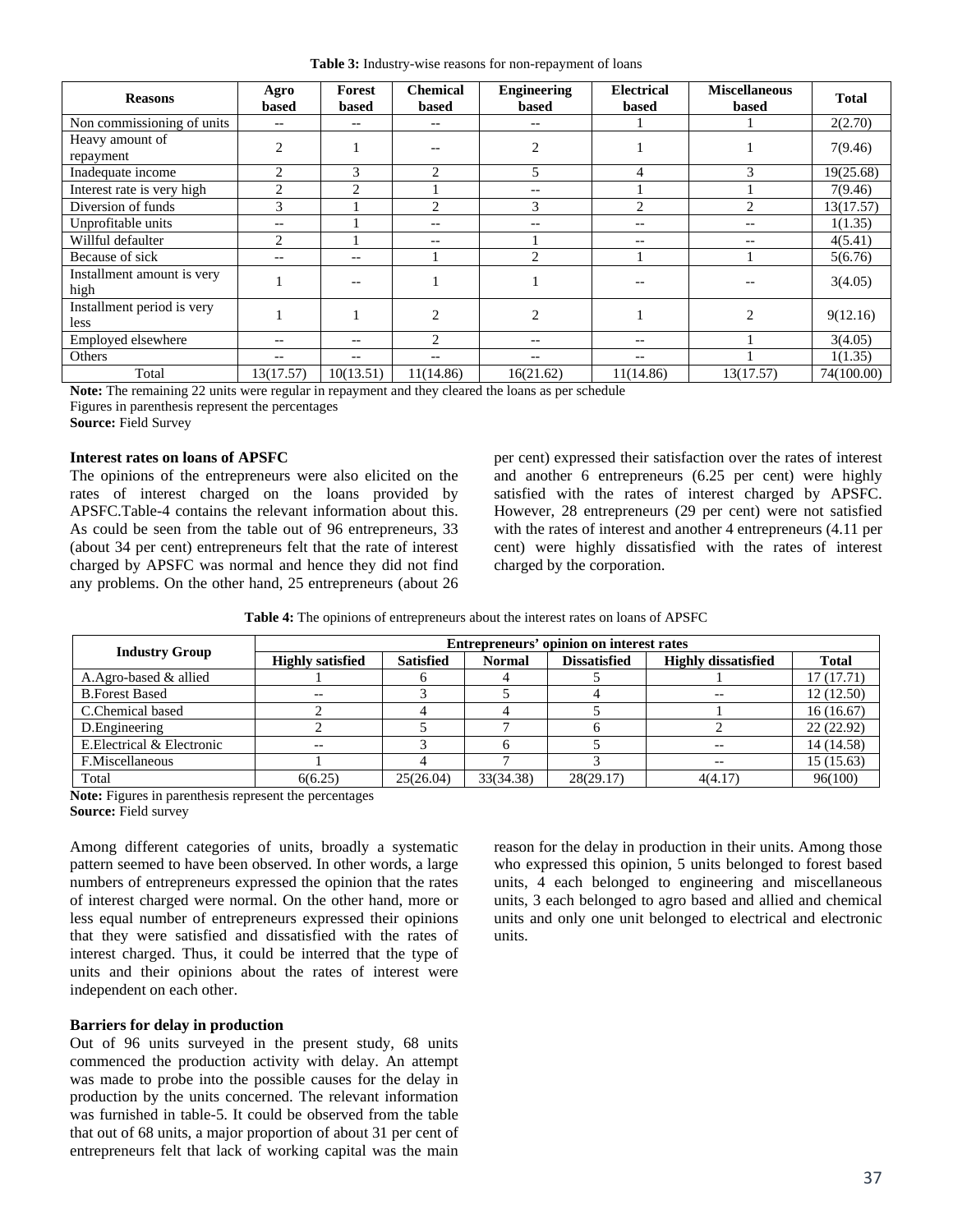**Table 3:** Industry-wise reasons for non-repayment of loans

| Reasons | Agro based | Forest based | Chemical based | Engineering based | Electrical based | Miscellaneous based | Total |
|---|---|---|---|---|---|---|---|
| Non commissioning of units | -- | -- | -- | -- | 1 | 1 | 2(2.70) |
| Heavy amount of repayment | 2 | 1 | -- | 2 | 1 | 1 | 7(9.46) |
| Inadequate income | 2 | 3 | 2 | 5 | 4 | 3 | 19(25.68) |
| Interest rate is very high | 2 | 2 | 1 | -- | 1 | 1 | 7(9.46) |
| Diversion of funds | 3 | 1 | 2 | 3 | 2 | 2 | 13(17.57) |
| Unprofitable units | -- | 1 | -- | -- | -- | -- | 1(1.35) |
| Willful defaulter | 2 | 1 | -- | 1 | -- | -- | 4(5.41) |
| Because of sick | -- | -- | 1 | 2 | 1 | 1 | 5(6.76) |
| Installment amount is very high | 1 | -- | 1 | 1 | -- | -- | 3(4.05) |
| Installment period is very less | 1 | 1 | 2 | 2 | 1 | 2 | 9(12.16) |
| Employed elsewhere | -- | -- | 2 | -- | -- | 1 | 3(4.05) |
| Others | -- | -- | -- | -- | -- | 1 | 1(1.35) |
| Total | 13(17.57) | 10(13.51) | 11(14.86) | 16(21.62) | 11(14.86) | 13(17.57) | 74(100.00) |

**Note:** The remaining 22 units were regular in repayment and they cleared the loans as per schedule
Figures in parenthesis represent the percentages
**Source:** Field Survey

### Interest rates on loans of APSFC

The opinions of the entrepreneurs were also elicited on the rates of interest charged on the loans provided by APSFC.Table-4 contains the relevant information about this. As could be seen from the table out of 96 entrepreneurs, 33 (about 34 per cent) entrepreneurs felt that the rate of interest charged by APSFC was normal and hence they did not find any problems. On the other hand, 25 entrepreneurs (about 26 per cent) expressed their satisfaction over the rates of interest and another 6 entrepreneurs (6.25 per cent) were highly satisfied with the rates of interest charged by APSFC. However, 28 entrepreneurs (29 per cent) were not satisfied with the rates of interest and another 4 entrepreneurs (4.11 per cent) were highly dissatisfied with the rates of interest charged by the corporation.

**Table 4:** The opinions of entrepreneurs about the interest rates on loans of APSFC

| Industry Group | Entrepreneurs' opinion on interest rates | | | | | |
|---|---|---|---|---|---|---|
| | Highly satisfied | Satisfied | Normal | Dissatisfied | Highly dissatisfied | Total |
| A.Agro-based & allied | 1 | 6 | 4 | 5 | 1 | 17 (17.71) |
| B.Forest Based | -- | 3 | 5 | 4 | -- | 12 (12.50) |
| C.Chemical based | 2 | 4 | 4 | 5 | 1 | 16 (16.67) |
| D.Engineering | 2 | 5 | 7 | 6 | 2 | 22 (22.92) |
| E.Electrical & Electronic | -- | 3 | 6 | 5 | -- | 14 (14.58) |
| F.Miscellaneous | 1 | 4 | 7 | 3 | -- | 15 (15.63) |
| Total | 6(6.25) | 25(26.04) | 33(34.38) | 28(29.17) | 4(4.17) | 96(100) |

**Note:** Figures in parenthesis represent the percentages
**Source:** Field survey

Among different categories of units, broadly a systematic pattern seemed to have been observed. In other words, a large numbers of entrepreneurs expressed the opinion that the rates of interest charged were normal. On the other hand, more or less equal number of entrepreneurs expressed their opinions that they were satisfied and dissatisfied with the rates of interest charged. Thus, it could be interred that the type of units and their opinions about the rates of interest were independent on each other.

### Barriers for delay in production

Out of 96 units surveyed in the present study, 68 units commenced the production activity with delay. An attempt was made to probe into the possible causes for the delay in production by the units concerned. The relevant information was furnished in table-5. It could be observed from the table that out of 68 units, a major proportion of about 31 per cent of entrepreneurs felt that lack of working capital was the main reason for the delay in production in their units. Among those who expressed this opinion, 5 units belonged to forest based units, 4 each belonged to engineering and miscellaneous units, 3 each belonged to agro based and allied and chemical units and only one unit belonged to electrical and electronic units.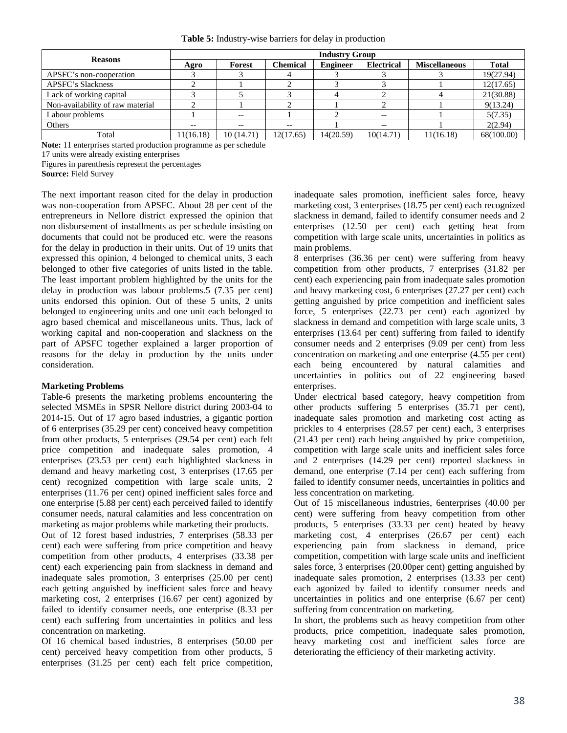**Table 5:** Industry-wise barriers for delay in production

| Reasons | Industry Group | | | | | | |
|---|---|---|---|---|---|---|---|
| | Agro | Forest | Chemical | Engineer | Electrical | Miscellaneous | Total |
| APSFC's non-cooperation | 3 | 3 | 4 | 3 | 3 | 3 | 19(27.94) |
| APSFC's Slackness | 2 | 1 | 2 | 3 | 3 | 1 | 12(17.65) |
| Lack of working capital | 3 | 5 | 3 | 4 | 2 | 4 | 21(30.88) |
| Non-availability of raw material | 2 | 1 | 2 | 1 | 2 | 1 | 9(13.24) |
| Labour problems | 1 | -- | 1 | 2 | -- | 1 | 5(7.35) |
| Others | -- | -- | -- | 1 | -- | 1 | 2(2.94) |
| Total | 11(16.18) | 10 (14.71) | 12(17.65) | 14(20.59) | 10(14.71) | 11(16.18) | 68(100.00) |

**Note:** 11 enterprises started production programme as per schedule

17 units were already existing enterprises

Figures in parenthesis represent the percentages

**Source:** Field Survey

The next important reason cited for the delay in production was non-cooperation from APSFC. About 28 per cent of the entrepreneurs in Nellore district expressed the opinion that non disbursement of installments as per schedule insisting on documents that could not be produced etc. were the reasons for the delay in production in their units. Out of 19 units that expressed this opinion, 4 belonged to chemical units, 3 each belonged to other five categories of units listed in the table. The least important problem highlighted by the units for the delay in production was labour problems.5 (7.35 per cent) units endorsed this opinion. Out of these 5 units, 2 units belonged to engineering units and one unit each belonged to agro based chemical and miscellaneous units. Thus, lack of working capital and non-cooperation and slackness on the part of APSFC together explained a larger proportion of reasons for the delay in production by the units under consideration.

**Marketing Problems**

Table-6 presents the marketing problems encountering the selected MSMEs in SPSR Nellore district during 2003-04 to 2014-15. Out of 17 agro based industries, a gigantic portion of 6 enterprises (35.29 per cent) conceived heavy competition from other products, 5 enterprises (29.54 per cent) each felt price competition and inadequate sales promotion, 4 enterprises (23.53 per cent) each highlighted slackness in demand and heavy marketing cost, 3 enterprises (17.65 per cent) recognized competition with large scale units, 2 enterprises (11.76 per cent) opined inefficient sales force and one enterprise (5.88 per cent) each perceived failed to identify consumer needs, natural calamities and less concentration on marketing as major problems while marketing their products.

Out of 12 forest based industries, 7 enterprises (58.33 per cent) each were suffering from price competition and heavy competition from other products, 4 enterprises (33.38 per cent) each experiencing pain from slackness in demand and inadequate sales promotion, 3 enterprises (25.00 per cent) each getting anguished by inefficient sales force and heavy marketing cost, 2 enterprises (16.67 per cent) agonized by failed to identify consumer needs, one enterprise (8.33 per cent) each suffering from uncertainties in politics and less concentration on marketing.

Of 16 chemical based industries, 8 enterprises (50.00 per cent) perceived heavy competition from other products, 5 enterprises (31.25 per cent) each felt price competition, inadequate sales promotion, inefficient sales force, heavy marketing cost, 3 enterprises (18.75 per cent) each recognized slackness in demand, failed to identify consumer needs and 2 enterprises (12.50 per cent) each getting heat from competition with large scale units, uncertainties in politics as main problems.

8 enterprises (36.36 per cent) were suffering from heavy competition from other products, 7 enterprises (31.82 per cent) each experiencing pain from inadequate sales promotion and heavy marketing cost, 6 enterprises (27.27 per cent) each getting anguished by price competition and inefficient sales force, 5 enterprises (22.73 per cent) each agonized by slackness in demand and competition with large scale units, 3 enterprises (13.64 per cent) suffering from failed to identify consumer needs and 2 enterprises (9.09 per cent) from less concentration on marketing and one enterprise (4.55 per cent) each being encountered by natural calamities and uncertainties in politics out of 22 engineering based enterprises.

Under electrical based category, heavy competition from other products suffering 5 enterprises (35.71 per cent), inadequate sales promotion and marketing cost acting as prickles to 4 enterprises (28.57 per cent) each, 3 enterprises (21.43 per cent) each being anguished by price competition, competition with large scale units and inefficient sales force and 2 enterprises (14.29 per cent) reported slackness in demand, one enterprise (7.14 per cent) each suffering from failed to identify consumer needs, uncertainties in politics and less concentration on marketing.

Out of 15 miscellaneous industries, 6enterprises (40.00 per cent) were suffering from heavy competition from other products, 5 enterprises (33.33 per cent) heated by heavy marketing cost, 4 enterprises (26.67 per cent) each experiencing pain from slackness in demand, price competition, competition with large scale units and inefficient sales force, 3 enterprises (20.00per cent) getting anguished by inadequate sales promotion, 2 enterprises (13.33 per cent) each agonized by failed to identify consumer needs and uncertainties in politics and one enterprise (6.67 per cent) suffering from concentration on marketing.

In short, the problems such as heavy competition from other products, price competition, inadequate sales promotion, heavy marketing cost and inefficient sales force are deteriorating the efficiency of their marketing activity.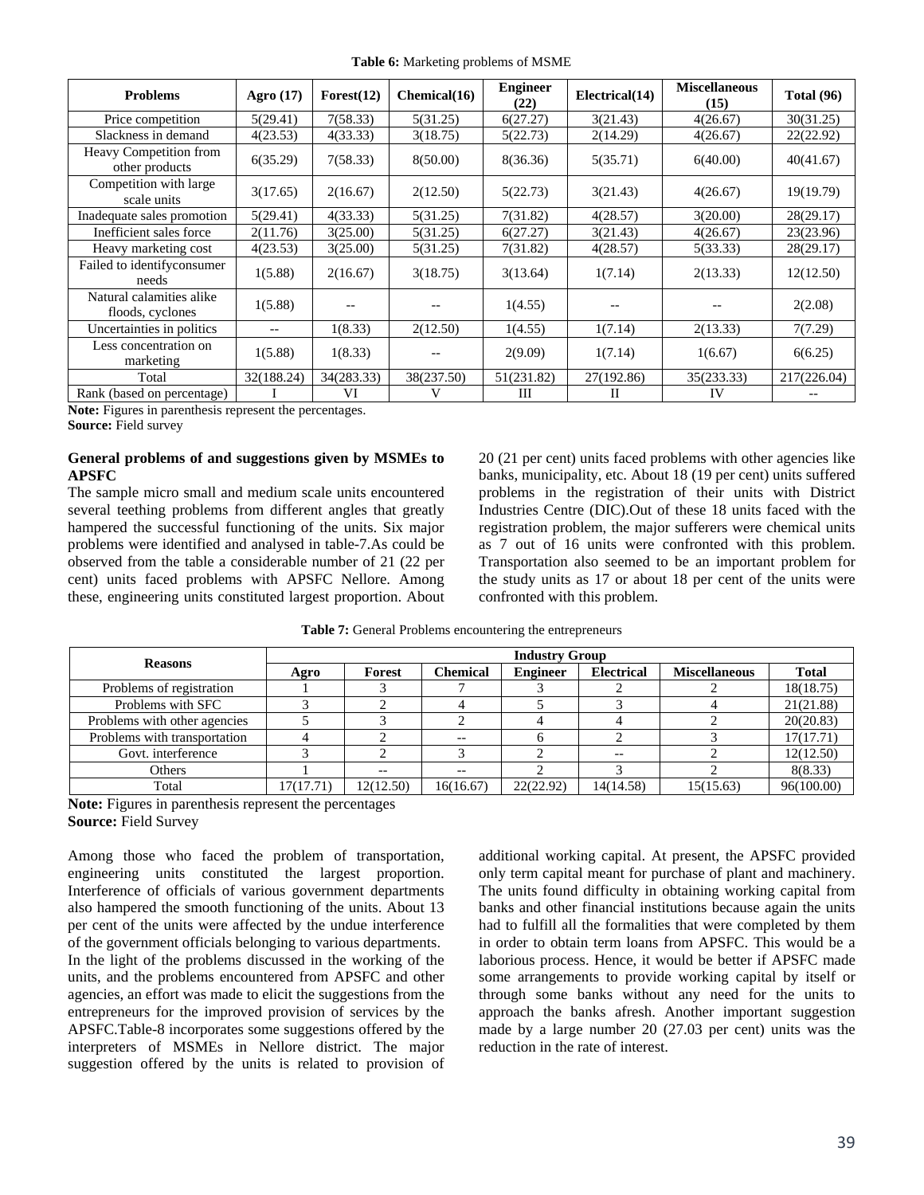**Table 6:** Marketing problems of MSME

| Problems | Agro (17) | Forest(12) | Chemical(16) | Engineer (22) | Electrical(14) | Miscellaneous (15) | Total (96) |
|---|---|---|---|---|---|---|---|
| Price competition | 5(29.41) | 7(58.33) | 5(31.25) | 6(27.27) | 3(21.43) | 4(26.67) | 30(31.25) |
| Slackness in demand | 4(23.53) | 4(33.33) | 3(18.75) | 5(22.73) | 2(14.29) | 4(26.67) | 22(22.92) |
| Heavy Competition from other products | 6(35.29) | 7(58.33) | 8(50.00) | 8(36.36) | 5(35.71) | 6(40.00) | 40(41.67) |
| Competition with large scale units | 3(17.65) | 2(16.67) | 2(12.50) | 5(22.73) | 3(21.43) | 4(26.67) | 19(19.79) |
| Inadequate sales promotion | 5(29.41) | 4(33.33) | 5(31.25) | 7(31.82) | 4(28.57) | 3(20.00) | 28(29.17) |
| Inefficient sales force | 2(11.76) | 3(25.00) | 5(31.25) | 6(27.27) | 3(21.43) | 4(26.67) | 23(23.96) |
| Heavy marketing cost | 4(23.53) | 3(25.00) | 5(31.25) | 7(31.82) | 4(28.57) | 5(33.33) | 28(29.17) |
| Failed to identifyconsumer needs | 1(5.88) | 2(16.67) | 3(18.75) | 3(13.64) | 1(7.14) | 2(13.33) | 12(12.50) |
| Natural calamities alike floods, cyclones | 1(5.88) | -- | -- | 1(4.55) | -- | -- | 2(2.08) |
| Uncertainties in politics | -- | 1(8.33) | 2(12.50) | 1(4.55) | 1(7.14) | 2(13.33) | 7(7.29) |
| Less concentration on marketing | 1(5.88) | 1(8.33) | -- | 2(9.09) | 1(7.14) | 1(6.67) | 6(6.25) |
| Total | 32(188.24) | 34(283.33) | 38(237.50) | 51(231.82) | 27(192.86) | 35(233.33) | 217(226.04) |
| Rank (based on percentage) | I | VI | V | III | II | IV | -- |

**Note:** Figures in parenthesis represent the percentages.
**Source:** Field survey

**General problems of and suggestions given by MSMEs to APSFC**

The sample micro small and medium scale units encountered several teething problems from different angles that greatly hampered the successful functioning of the units. Six major problems were identified and analysed in table-7.As could be observed from the table a considerable number of 21 (22 per cent) units faced problems with APSFC Nellore. Among these, engineering units constituted largest proportion. About 20 (21 per cent) units faced problems with other agencies like banks, municipality, etc. About 18 (19 per cent) units suffered problems in the registration of their units with District Industries Centre (DIC).Out of these 18 units faced with the registration problem, the major sufferers were chemical units as 7 out of 16 units were confronted with this problem. Transportation also seemed to be an important problem for the study units as 17 or about 18 per cent of the units were confronted with this problem.

**Table 7:** General Problems encountering the entrepreneurs

| Reasons | Industry Group | | | | | | |
|---|---|---|---|---|---|---|---|
| | Agro | Forest | Chemical | Engineer | Electrical | Miscellaneous | Total |
| Problems of registration | 1 | 3 | 7 | 3 | 2 | 2 | 18(18.75) |
| Problems with SFC | 3 | 2 | 4 | 5 | 3 | 4 | 21(21.88) |
| Problems with other agencies | 5 | 3 | 2 | 4 | 4 | 2 | 20(20.83) |
| Problems with transportation | 4 | 2 | -- | 6 | 2 | 3 | 17(17.71) |
| Govt. interference | 3 | 2 | 3 | 2 | -- | 2 | 12(12.50) |
| Others | 1 | -- | -- | 2 | 3 | 2 | 8(8.33) |
| Total | 17(17.71) | 12(12.50) | 16(16.67) | 22(22.92) | 14(14.58) | 15(15.63) | 96(100.00) |

**Note:** Figures in parenthesis represent the percentages
**Source:** Field Survey

Among those who faced the problem of transportation, engineering units constituted the largest proportion. Interference of officials of various government departments also hampered the smooth functioning of the units. About 13 per cent of the units were affected by the undue interference of the government officials belonging to various departments.

In the light of the problems discussed in the working of the units, and the problems encountered from APSFC and other agencies, an effort was made to elicit the suggestions from the entrepreneurs for the improved provision of services by the APSFC.Table-8 incorporates some suggestions offered by the interpreters of MSMEs in Nellore district. The major suggestion offered by the units is related to provision of additional working capital. At present, the APSFC provided only term capital meant for purchase of plant and machinery. The units found difficulty in obtaining working capital from banks and other financial institutions because again the units had to fulfill all the formalities that were completed by them in order to obtain term loans from APSFC. This would be a laborious process. Hence, it would be better if APSFC made some arrangements to provide working capital by itself or through some banks without any need for the units to approach the banks afresh. Another important suggestion made by a large number 20 (27.03 per cent) units was the reduction in the rate of interest.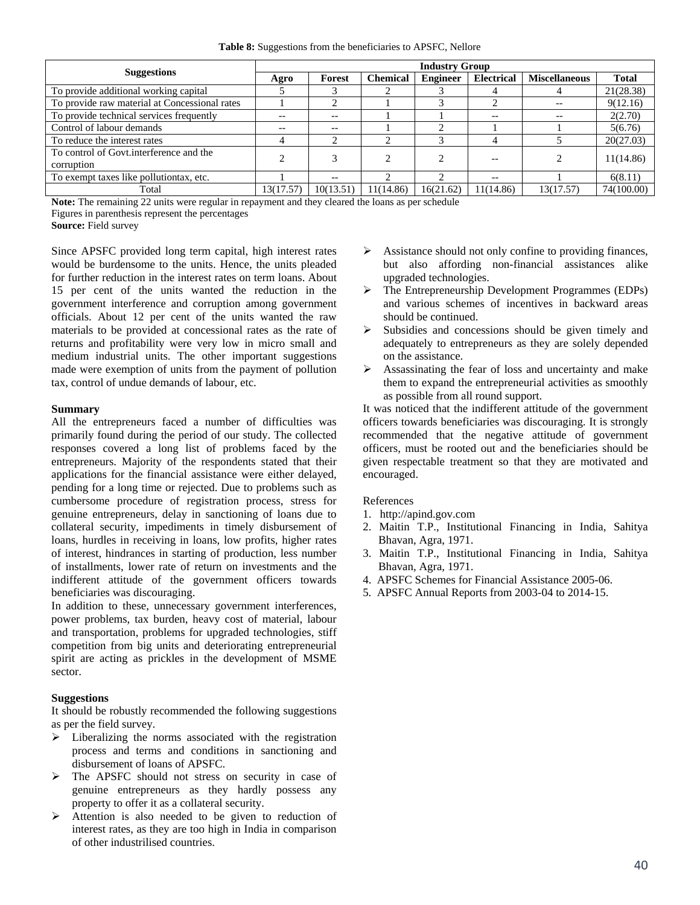**Table 8:** Suggestions from the beneficiaries to APSFC, Nellore

| Suggestions | Industry Group | | | | | | |
|---|---|---|---|---|---|---|---|
| | Agro | Forest | Chemical | Engineer | Electrical | Miscellaneous | Total |
| To provide additional working capital | 5 | 3 | 2 | 3 | 4 | 4 | 21(28.38) |
| To provide raw material at Concessional rates | 1 | 2 | 1 | 3 | 2 | -- | 9(12.16) |
| To provide technical services frequently | -- | -- | 1 | 1 | -- | -- | 2(2.70) |
| Control of labour demands | -- | -- | 1 | 2 | 1 | 1 | 5(6.76) |
| To reduce the interest rates | 4 | 2 | 2 | 3 | 4 | 5 | 20(27.03) |
| To control of Govt.interference and the corruption | 2 | 3 | 2 | 2 | -- | 2 | 11(14.86) |
| To exempt taxes like pollutiontax, etc. | 1 | -- | 2 | 2 | -- | 1 | 6(8.11) |
| Total | 13(17.57) | 10(13.51) | 11(14.86) | 16(21.62) | 11(14.86) | 13(17.57) | 74(100.00) |

**Note:** The remaining 22 units were regular in repayment and they cleared the loans as per schedule

Figures in parenthesis represent the percentages

**Source:** Field survey

Since APSFC provided long term capital, high interest rates would be burdensome to the units. Hence, the units pleaded for further reduction in the interest rates on term loans. About 15 per cent of the units wanted the reduction in the government interference and corruption among government officials. About 12 per cent of the units wanted the raw materials to be provided at concessional rates as the rate of returns and profitability were very low in micro small and medium industrial units. The other important suggestions made were exemption of units from the payment of pollution tax, control of undue demands of labour, etc.

**Summary**

All the entrepreneurs faced a number of difficulties was primarily found during the period of our study. The collected responses covered a long list of problems faced by the entrepreneurs. Majority of the respondents stated that their applications for the financial assistance were either delayed, pending for a long time or rejected. Due to problems such as cumbersome procedure of registration process, stress for genuine entrepreneurs, delay in sanctioning of loans due to collateral security, impediments in timely disbursement of loans, hurdles in receiving in loans, low profits, higher rates of interest, hindrances in starting of production, less number of installments, lower rate of return on investments and the indifferent attitude of the government officers towards beneficiaries was discouraging.

In addition to these, unnecessary government interferences, power problems, tax burden, heavy cost of material, labour and transportation, problems for upgraded technologies, stiff competition from big units and deteriorating entrepreneurial spirit are acting as prickles in the development of MSME sector.

**Suggestions**

It should be robustly recommended the following suggestions as per the field survey.

- Liberalizing the norms associated with the registration process and terms and conditions in sanctioning and disbursement of loans of APSFC.
- The APSFC should not stress on security in case of genuine entrepreneurs as they hardly possess any property to offer it as a collateral security.
- Attention is also needed to be given to reduction of interest rates, as they are too high in India in comparison of other industrilised countries.
- Assistance should not only confine to providing finances, but also affording non-financial assistances alike upgraded technologies.
- The Entrepreneurship Development Programmes (EDPs) and various schemes of incentives in backward areas should be continued.
- Subsidies and concessions should be given timely and adequately to entrepreneurs as they are solely depended on the assistance.
- Assassinating the fear of loss and uncertainty and make them to expand the entrepreneurial activities as smoothly as possible from all round support.

It was noticed that the indifferent attitude of the government officers towards beneficiaries was discouraging. It is strongly recommended that the negative attitude of government officers, must be rooted out and the beneficiaries should be given respectable treatment so that they are motivated and encouraged.

References

1. http://apind.gov.com
2. Maitin T.P., Institutional Financing in India, Sahitya Bhavan, Agra, 1971.
3. Maitin T.P., Institutional Financing in India, Sahitya Bhavan, Agra, 1971.
4. APSFC Schemes for Financial Assistance 2005-06.
5. APSFC Annual Reports from 2003-04 to 2014-15.